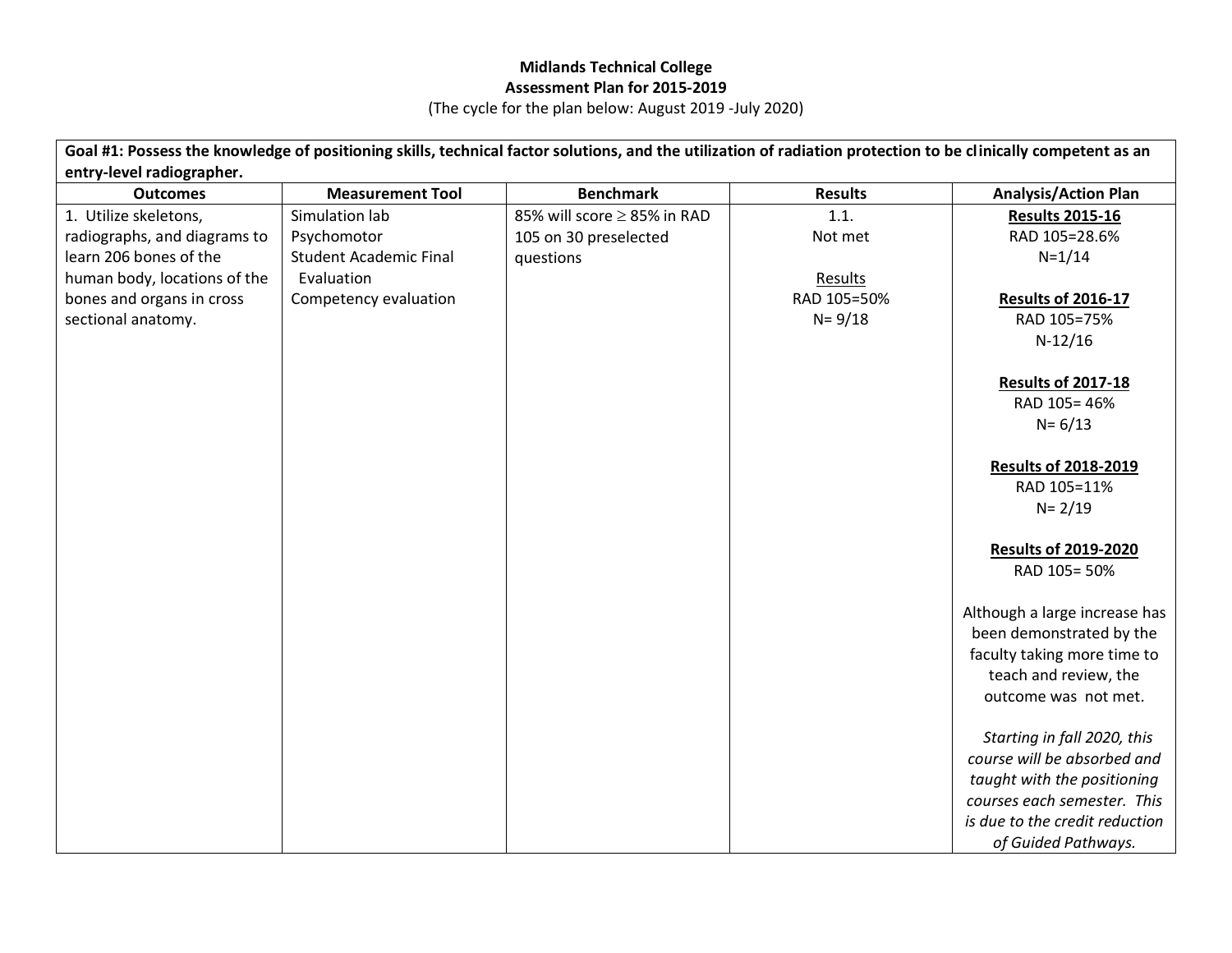**Midlands Technical College**
**Assessment Plan for 2015-2019**
(The cycle for the plan below: August 2019 -July 2020)

| **Goal #1: Possess the knowledge of positioning skills, technical factor solutions, and the utilization of radiation protection to be clinically competent as an entry-level radiographer.** | | | | |
|---|---|---|---|---|
| **Outcomes** | **Measurement Tool** | **Benchmark** | **Results** | **Analysis/Action Plan** |
| 1. Utilize skeletons, radiographs, and diagrams to learn 206 bones of the human body, locations of the bones and organs in cross sectional anatomy. | Simulation lab<br>Psychomotor<br>Student Academic Final Evaluation<br>Competency evaluation | 85% will score ≥ 85% in RAD 105 on 30 preselected questions | 1.1.<br>Not met<br><br>Results<br>RAD 105=50%<br>N= 9/18 | **Results 2015-16**<br>RAD 105=28.6%<br>N=1/14<br><br>**Results of 2016-17**<br>RAD 105=75%<br>N-12/16<br><br>**Results of 2017-18**<br>RAD 105= 46%<br>N= 6/13<br><br>**Results of 2018-2019**<br>RAD 105=11%<br>N= 2/19<br><br>**Results of 2019-2020**<br>RAD 105= 50%<br><br>Although a large increase has been demonstrated by the faculty taking more time to teach and review, the outcome was not met.<br><br>*Starting in fall 2020, this course will be absorbed and taught with the positioning courses each semester. This is due to the credit reduction of Guided Pathways.* |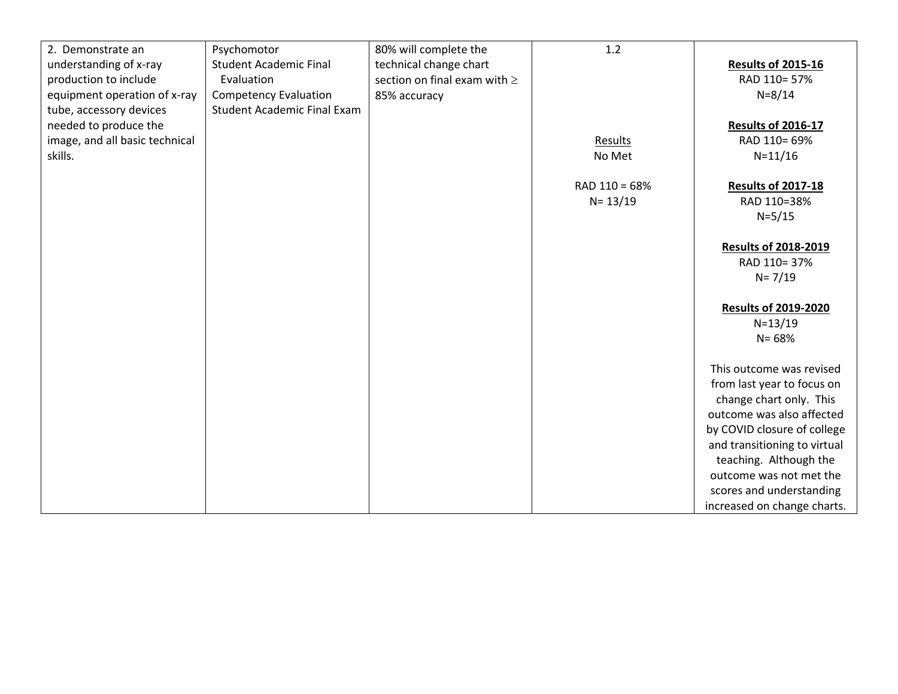| 2. Demonstrate an understanding of x-ray production to include equipment operation of x-ray tube, accessory devices needed to produce the image, and all basic technical skills. | Psychomotor<br>Student Academic Final Evaluation<br>Competency Evaluation<br>Student Academic Final Exam | 80% will complete the technical change chart section on final exam with ≥ 85% accuracy | 1.2<br><br>Results<br>No Met<br><br>RAD 110 = 68%<br>N= 13/19 | **Results of 2015-16**<br>RAD 110= 57%<br>N=8/14<br><br>**Results of 2016-17**<br>RAD 110= 69%<br>N=11/16<br><br>**Results of 2017-18**<br>RAD 110=38%<br>N=5/15<br><br>**Results of 2018-2019**<br>RAD 110= 37%<br>N= 7/19<br><br>**Results of 2019-2020**<br>N=13/19<br>N= 68%<br><br>This outcome was revised from last year to focus on change chart only. This outcome was also affected by COVID closure of college and transitioning to virtual teaching. Although the outcome was not met the scores and understanding increased on change charts. |
|---|---|---|---|---|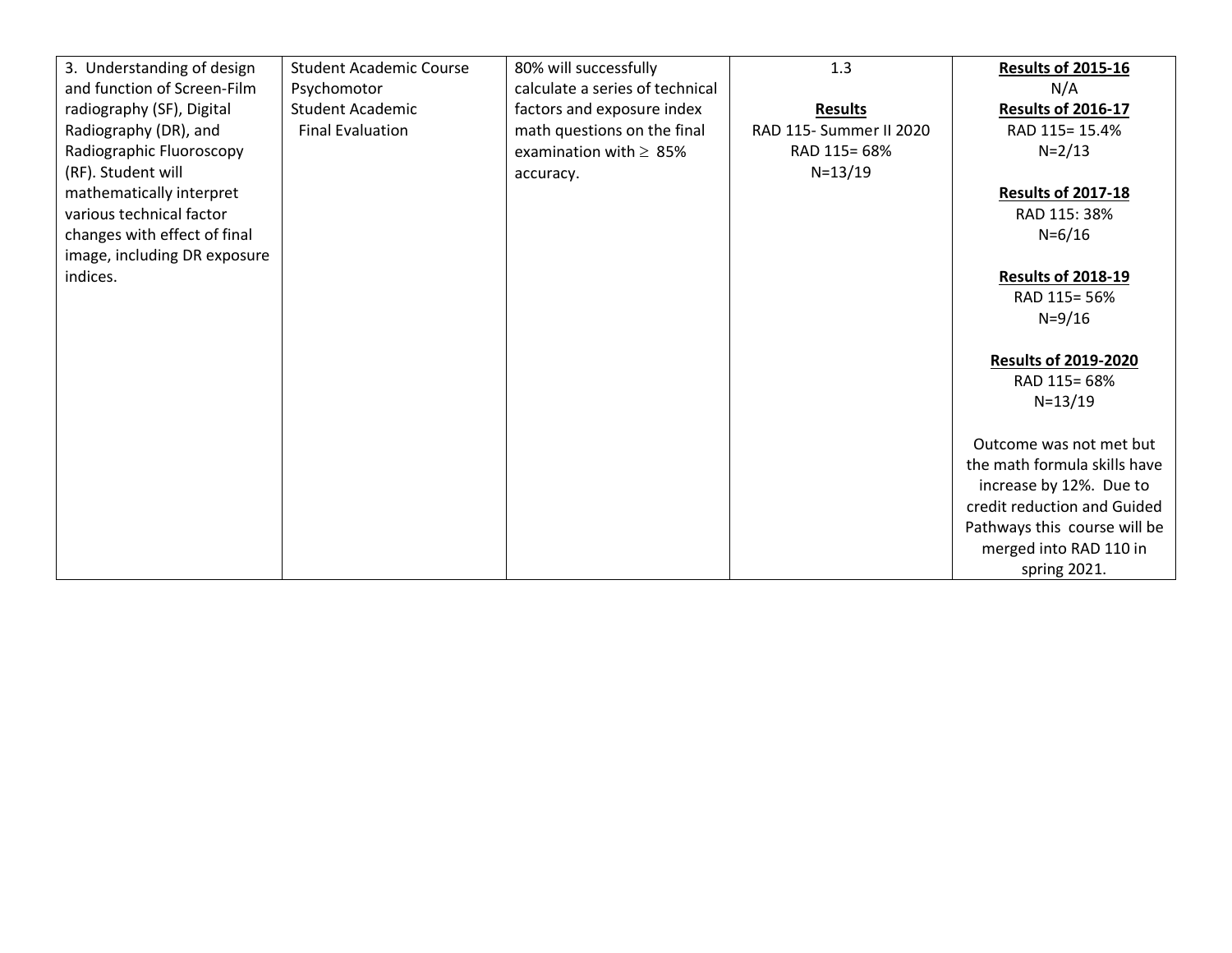| | | | | |
|---|---|---|---|---|
| 3. Understanding of design and function of Screen-Film radiography (SF), Digital Radiography (DR), and Radiographic Fluoroscopy (RF). Student will mathematically interpret various technical factor changes with effect of final image, including DR exposure indices. | Student Academic Course Psychomotor<br>Student Academic Final Evaluation | 80% will successfully calculate a series of technical factors and exposure index math questions on the final examination with $\geq$ 85% accuracy. | 1.3<br><br>**Results**<br>RAD 115- Summer II 2020<br>RAD 115= 68%<br>N=13/19 | **Results of 2015-16**<br>N/A<br>**Results of 2016-17**<br>RAD 115= 15.4%<br>N=2/13<br><br>**Results of 2017-18**<br>RAD 115: 38%<br>N=6/16<br><br>**Results of 2018-19**<br>RAD 115= 56%<br>N=9/16<br><br>**Results of 2019-2020**<br>RAD 115= 68%<br>N=13/19<br><br>Outcome was not met but the math formula skills have increase by 12%. Due to credit reduction and Guided Pathways this course will be merged into RAD 110 in spring 2021. |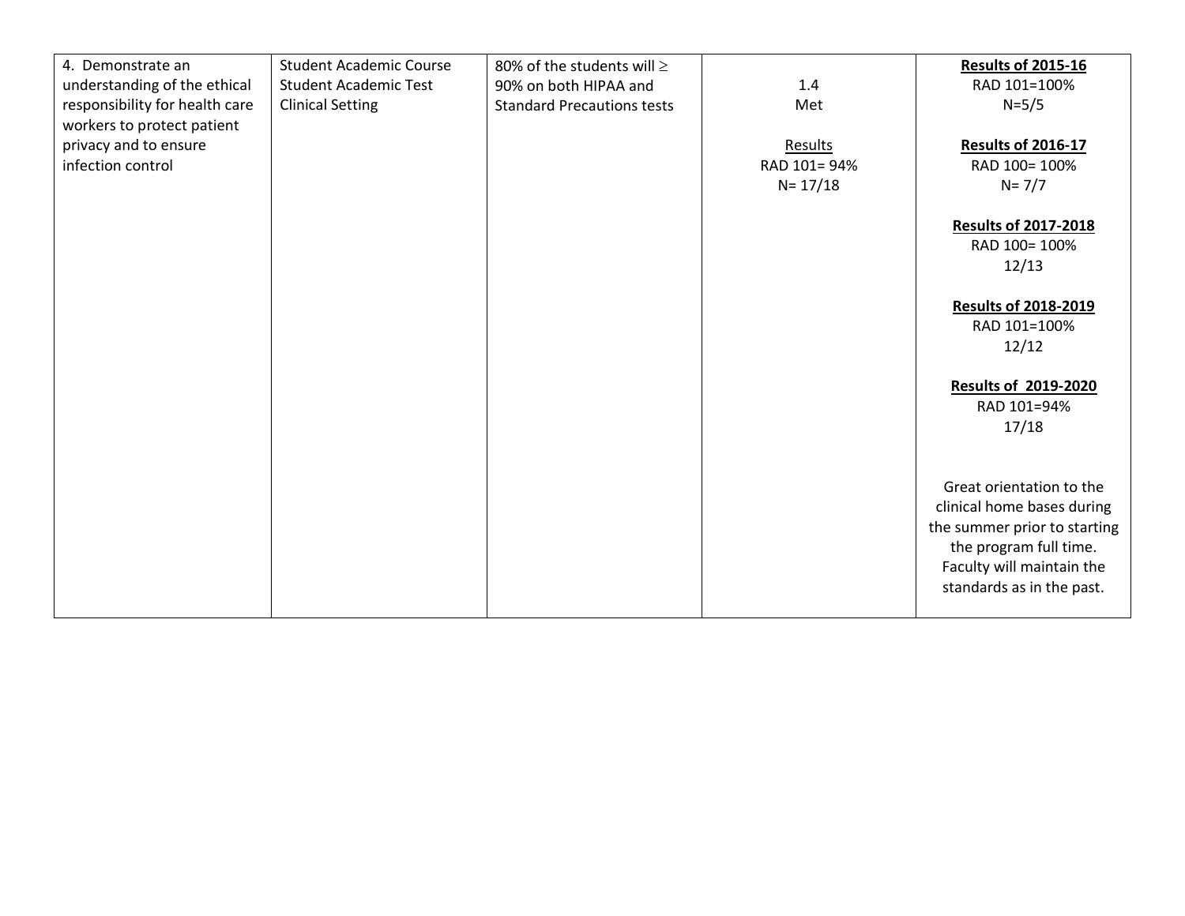| 4. Demonstrate an understanding of the ethical responsibility for health care workers to protect patient privacy and to ensure infection control | Student Academic Course<br>Student Academic Test<br>Clinical Setting | 80% of the students will ≥ 90% on both HIPAA and Standard Precautions tests | 1.4<br>Met<br><br>Results<br>RAD 101= 94%<br>N= 17/18 | **Results of 2015-16**<br>RAD 101=100%<br>N=5/5<br><br>**Results of 2016-17**<br>RAD 100= 100%<br>N= 7/7<br><br>**Results of 2017-2018**<br>RAD 100= 100%<br>12/13<br><br>**Results of 2018-2019**<br>RAD 101=100%<br>12/12<br><br>**Results of 2019-2020**<br>RAD 101=94%<br>17/18<br><br>Great orientation to the clinical home bases during the summer prior to starting the program full time. Faculty will maintain the standards as in the past. |
|---|---|---|---|---|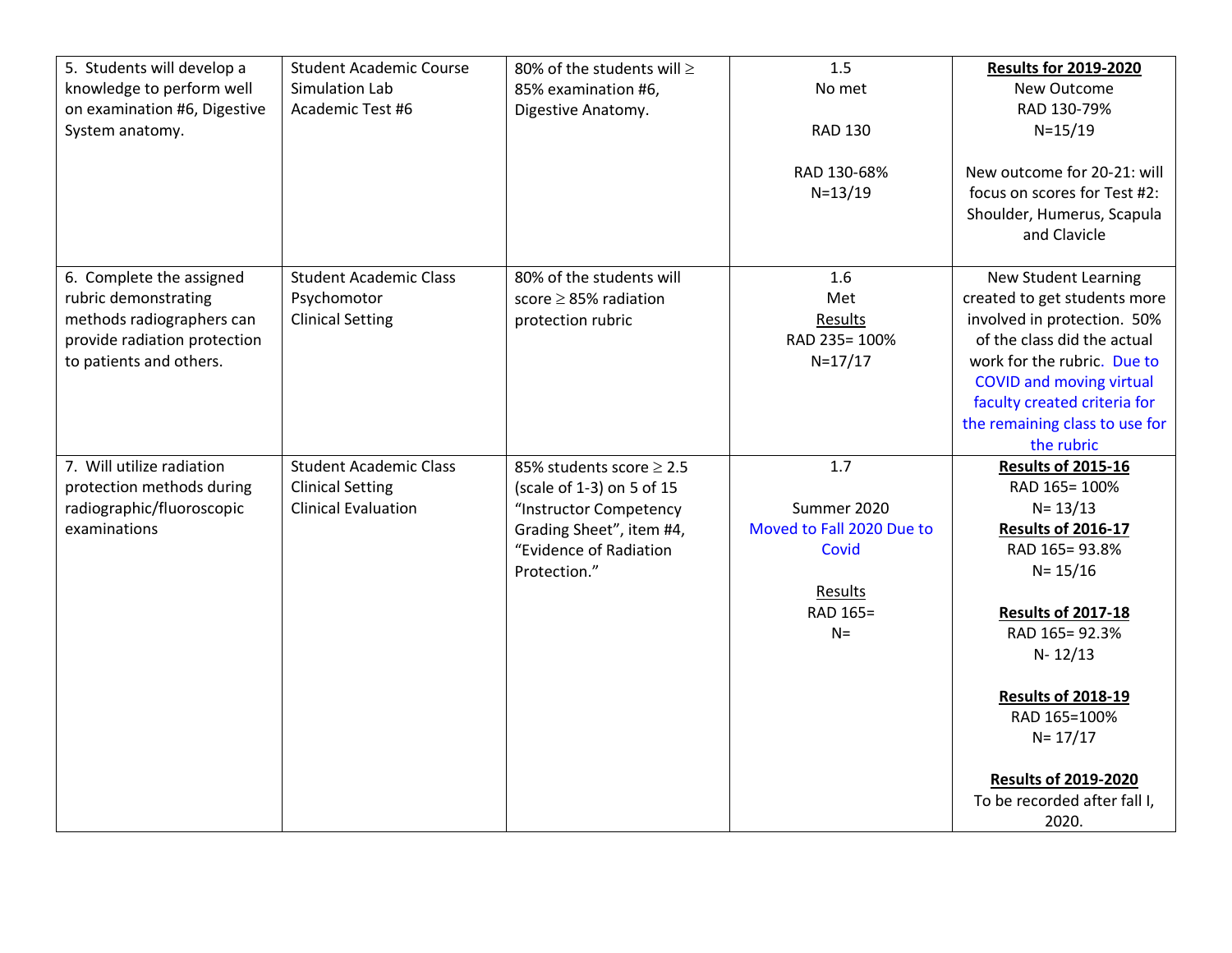| 5. Students will develop a knowledge to perform well on examination #6, Digestive System anatomy. | Student Academic Course<br>Simulation Lab<br>Academic Test #6 | 80% of the students will ≥ 85% examination #6, Digestive Anatomy. | 1.5<br>No met<br><br>RAD 130<br><br>RAD 130-68%<br>N=13/19 | **Results for 2019-2020**<br>New Outcome<br>RAD 130-79%<br>N=15/19<br><br>New outcome for 20-21: will focus on scores for Test #2: Shoulder, Humerus, Scapula and Clavicle |
|---|---|---|---|---|
| 6. Complete the assigned rubric demonstrating methods radiographers can provide radiation protection to patients and others. | Student Academic Class<br>Psychomotor<br>Clinical Setting | 80% of the students will score ≥ 85% radiation protection rubric | 1.6<br>Met<br>Results<br>RAD 235= 100%<br>N=17/17 | New Student Learning created to get students more involved in protection. 50% of the class did the actual work for the rubric. Due to COVID and moving virtual faculty created criteria for the remaining class to use for the rubric |
| 7. Will utilize radiation protection methods during radiographic/fluoroscopic examinations | Student Academic Class<br>Clinical Setting<br>Clinical Evaluation | 85% students score ≥ 2.5 (scale of 1-3) on 5 of 15 "Instructor Competency Grading Sheet", item #4, "Evidence of Radiation Protection." | 1.7<br><br>Summer 2020<br>Moved to Fall 2020 Due to Covid<br><br>Results<br>RAD 165=<br>N= | **Results of 2015-16**<br>RAD 165= 100%<br>N= 13/13<br>**Results of 2016-17**<br>RAD 165= 93.8%<br>N= 15/16<br><br>**Results of 2017-18**<br>RAD 165= 92.3%<br>N- 12/13<br><br>**Results of 2018-19**<br>RAD 165=100%<br>N= 17/17<br><br>**Results of 2019-2020**<br>To be recorded after fall I, 2020. |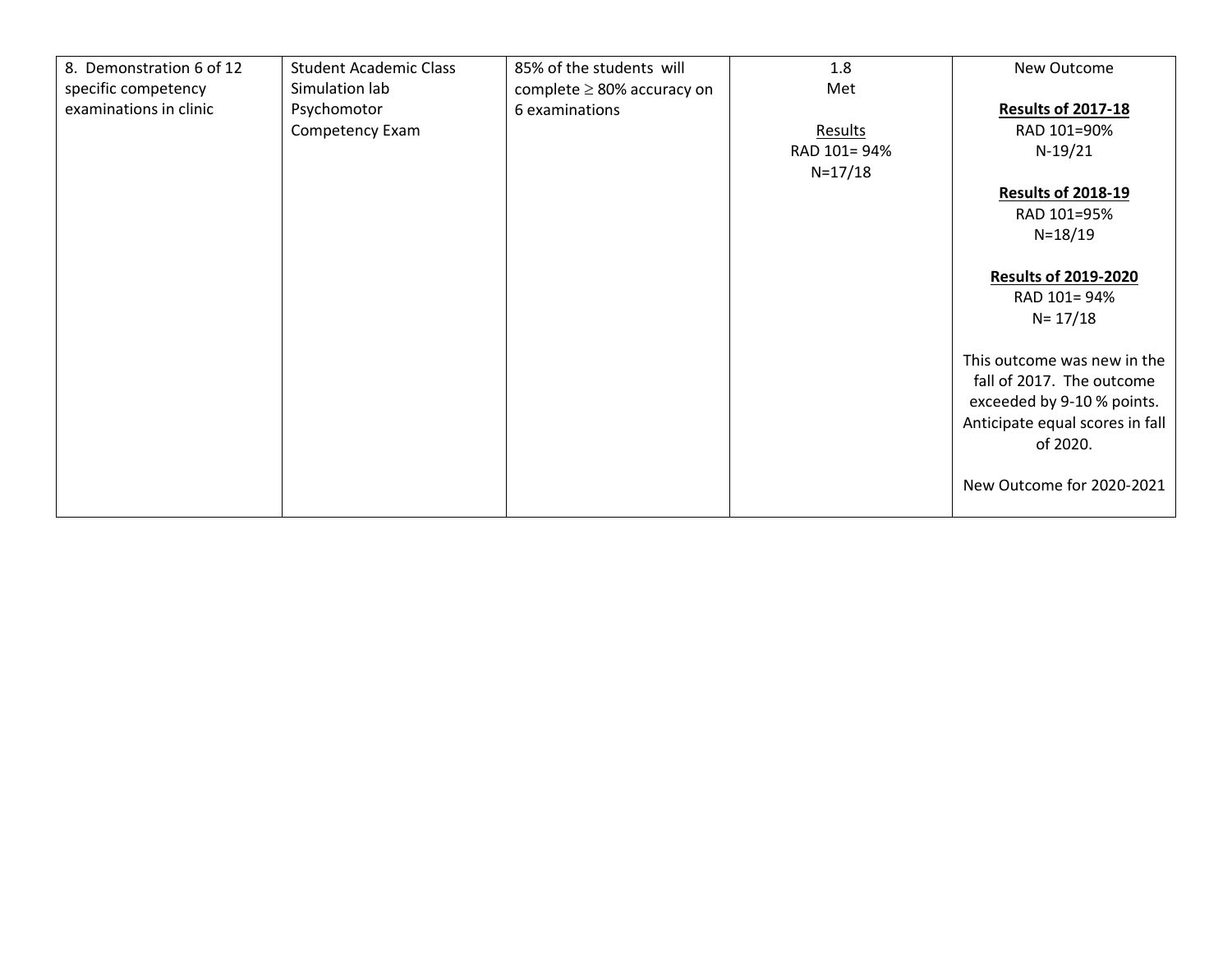| | | | | |
|---|---|---|---|---|
| 8. Demonstration 6 of 12 specific competency examinations in clinic | Student Academic Class Simulation lab Psychomotor Competency Exam | 85% of the students will complete $\geq$ 80% accuracy on 6 examinations | 1.8<br>Met<br><br>Results<br>RAD 101= 94%<br>N=17/18 | New Outcome<br><br>**Results of 2017-18**<br>RAD 101=90%<br>N-19/21<br><br>**Results of 2018-19**<br>RAD 101=95%<br>N=18/19<br><br>**Results of 2019-2020**<br>RAD 101= 94%<br>N= 17/18<br><br>This outcome was new in the fall of 2017. The outcome exceeded by 9-10 % points. Anticipate equal scores in fall of 2020.<br><br>New Outcome for 2020-2021 |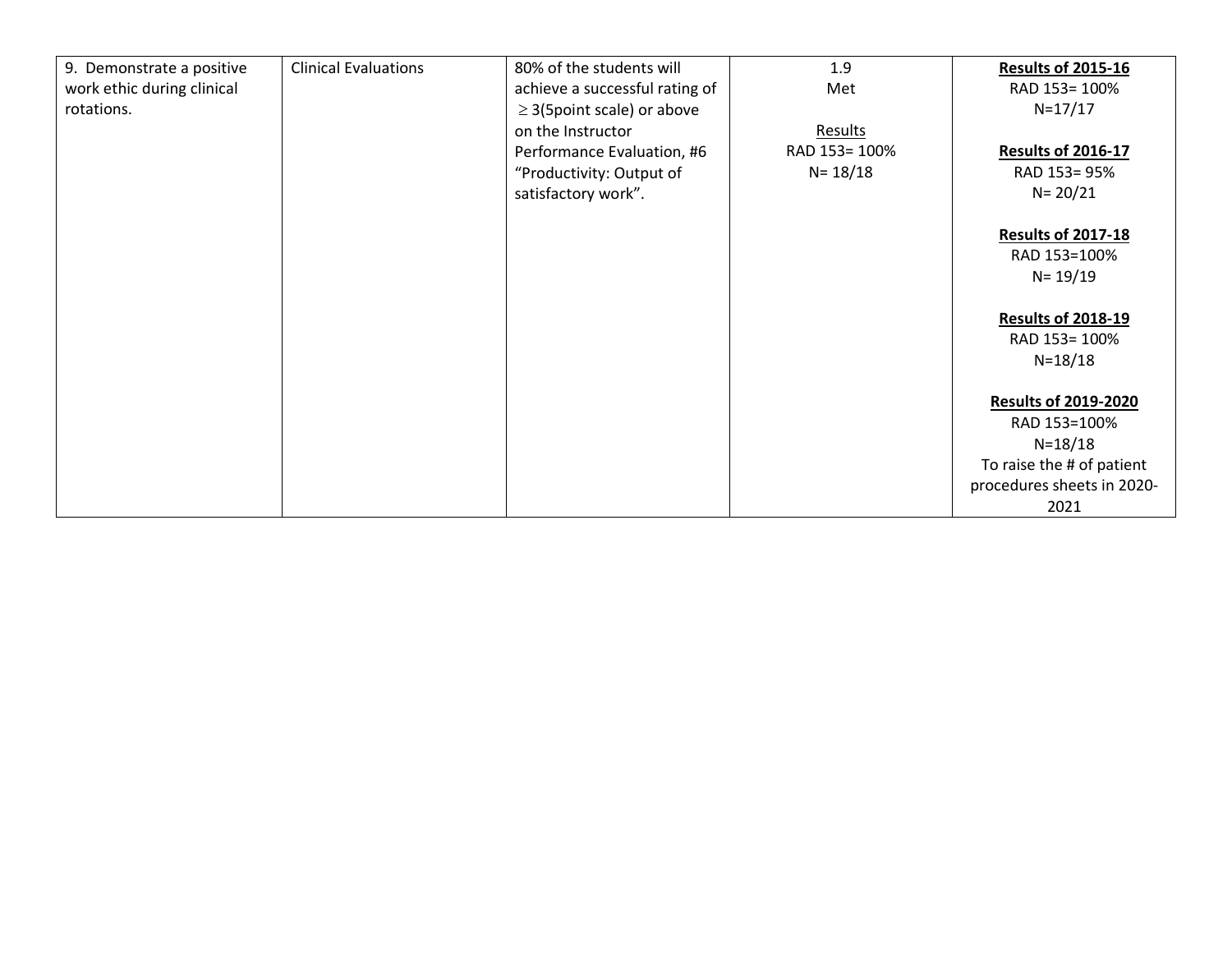| 9. Demonstrate a positive work ethic during clinical rotations. | Clinical Evaluations | 80% of the students will achieve a successful rating of $\geq$ 3(5point scale) or above on the Instructor Performance Evaluation, #6 "Productivity: Output of satisfactory work". | 1.9<br>Met<br><br>Results<br>RAD 153= 100%<br>N= 18/18 | **Results of 2015-16**<br>RAD 153= 100%<br>N=17/17<br><br>**Results of 2016-17**<br>RAD 153= 95%<br>N= 20/21<br><br>**Results of 2017-18**<br>RAD 153=100%<br>N= 19/19<br><br>**Results of 2018-19**<br>RAD 153= 100%<br>N=18/18<br><br>**Results of 2019-2020**<br>RAD 153=100%<br>N=18/18<br>To raise the # of patient procedures sheets in 2020-2021 |
|---|---|---|---|---|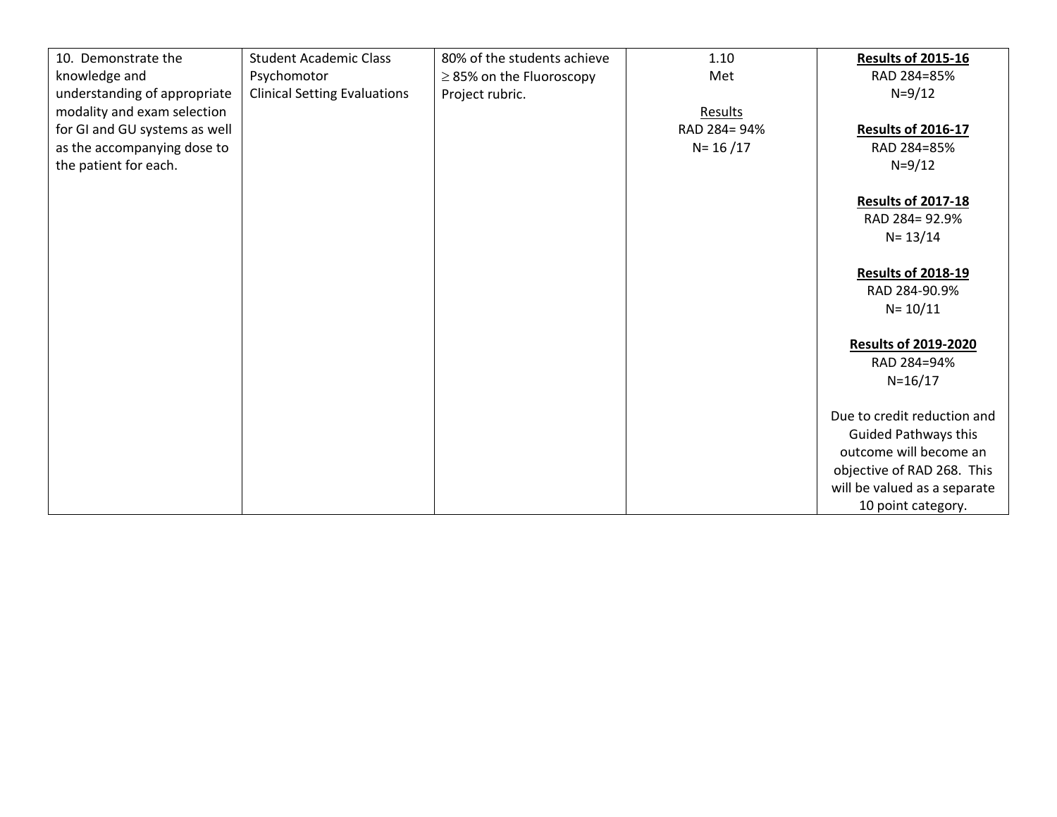| | | | | |
|---|---|---|---|---|
| 10. Demonstrate the knowledge and understanding of appropriate modality and exam selection for GI and GU systems as well as the accompanying dose to the patient for each. | Student Academic Class<br>Psychomotor<br>Clinical Setting Evaluations | 80% of the students achieve ≥ 85% on the Fluoroscopy Project rubric. | 1.10<br>Met<br><br><u>Results</u><br>RAD 284= 94%<br>N= 16 /17 | **<u>Results of 2015-16</u>**<br>RAD 284=85%<br>N=9/12<br><br>**<u>Results of 2016-17</u>**<br>RAD 284=85%<br>N=9/12<br><br>**<u>Results of 2017-18</u>**<br>RAD 284= 92.9%<br>N= 13/14<br><br>**<u>Results of 2018-19</u>**<br>RAD 284-90.9%<br>N= 10/11<br><br>**<u>Results of 2019-2020</u>**<br>RAD 284=94%<br>N=16/17<br><br>Due to credit reduction and Guided Pathways this outcome will become an objective of RAD 268. This will be valued as a separate 10 point category. |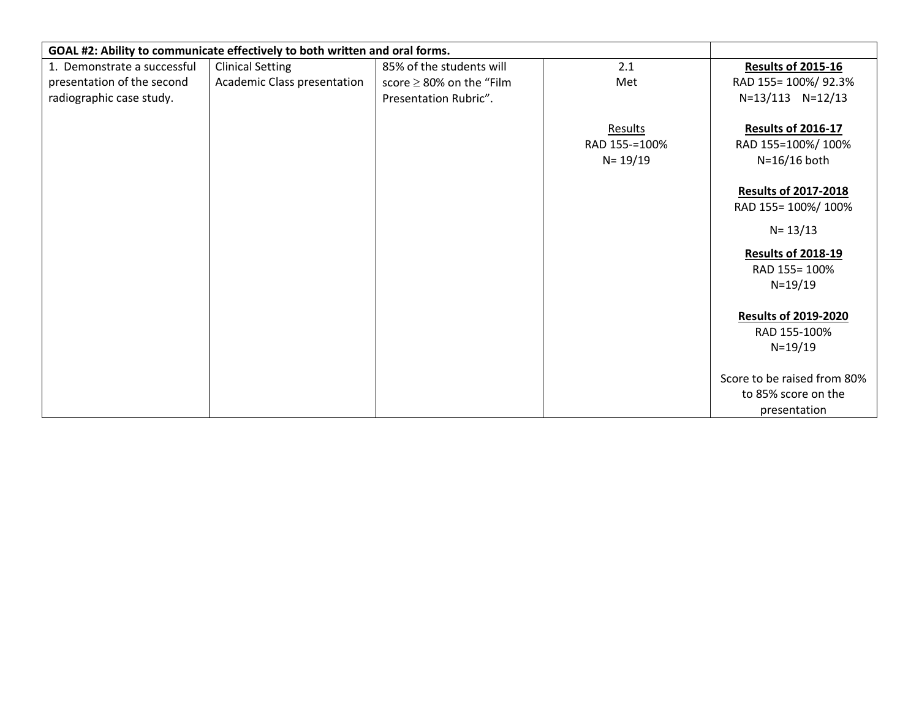| GOAL #2: Ability to communicate effectively to both written and oral forms. | | | | |
|---|---|---|---|---|
| 1. Demonstrate a successful presentation of the second radiographic case study. | Clinical Setting<br>Academic Class presentation | 85% of the students will score $\geq$ 80% on the "Film Presentation Rubric". | 2.1<br>Met<br><br>Results<br>RAD 155-=100%<br>N= 19/19 | **Results of 2015-16**<br>RAD 155= 100%/ 92.3%<br>N=13/113 N=12/13<br><br>**Results of 2016-17**<br>RAD 155=100%/ 100%<br>N=16/16 both<br><br>**Results of 2017-2018**<br>RAD 155= 100%/ 100%<br>N= 13/13<br><br>**Results of 2018-19**<br>RAD 155= 100%<br>N=19/19<br><br>**Results of 2019-2020**<br>RAD 155-100%<br>N=19/19<br><br>Score to be raised from 80% to 85% score on the presentation |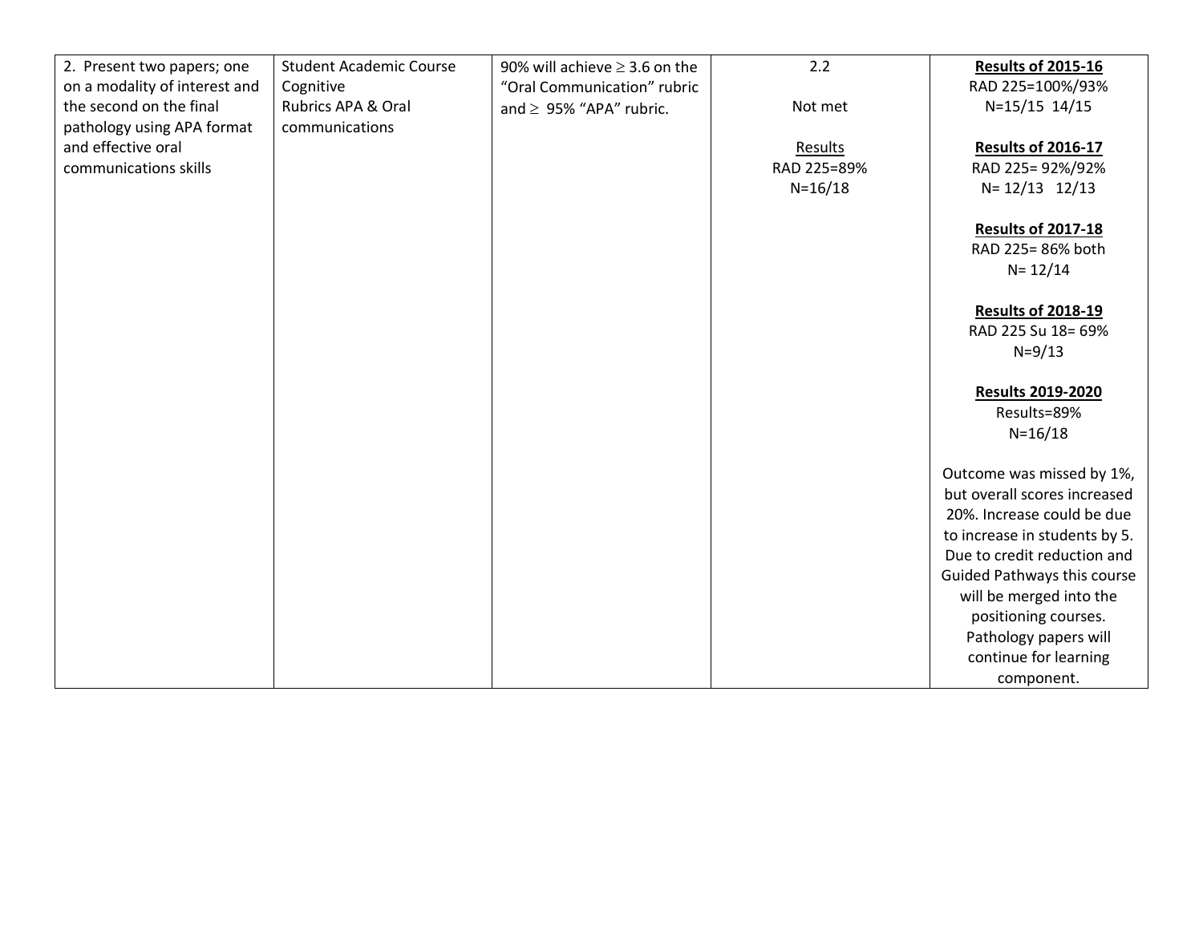| | | | | |
|---|---|---|---|---|
| 2. Present two papers; one on a modality of interest and the second on the final pathology using APA format and effective oral communications skills | Student Academic Course Cognitive<br>Rubrics APA & Oral communications | 90% will achieve $\geq$ 3.6 on the “Oral Communication” rubric and $\geq$ 95% “APA” rubric. | 2.2<br><br>Not met<br><br>Results<br>RAD 225=89%<br>N=16/18 | **Results of 2015-16**<br>RAD 225=100%/93%<br>N=15/15 14/15<br><br>**Results of 2016-17**<br>RAD 225= 92%/92%<br>N= 12/13 12/13<br><br>**Results of 2017-18**<br>RAD 225= 86% both<br>N= 12/14<br><br>**Results of 2018-19**<br>RAD 225 Su 18= 69%<br>N=9/13<br><br>**Results 2019-2020**<br>Results=89%<br>N=16/18<br><br>Outcome was missed by 1%, but overall scores increased 20%. Increase could be due to increase in students by 5. Due to credit reduction and Guided Pathways this course will be merged into the positioning courses. Pathology papers will continue for learning component. |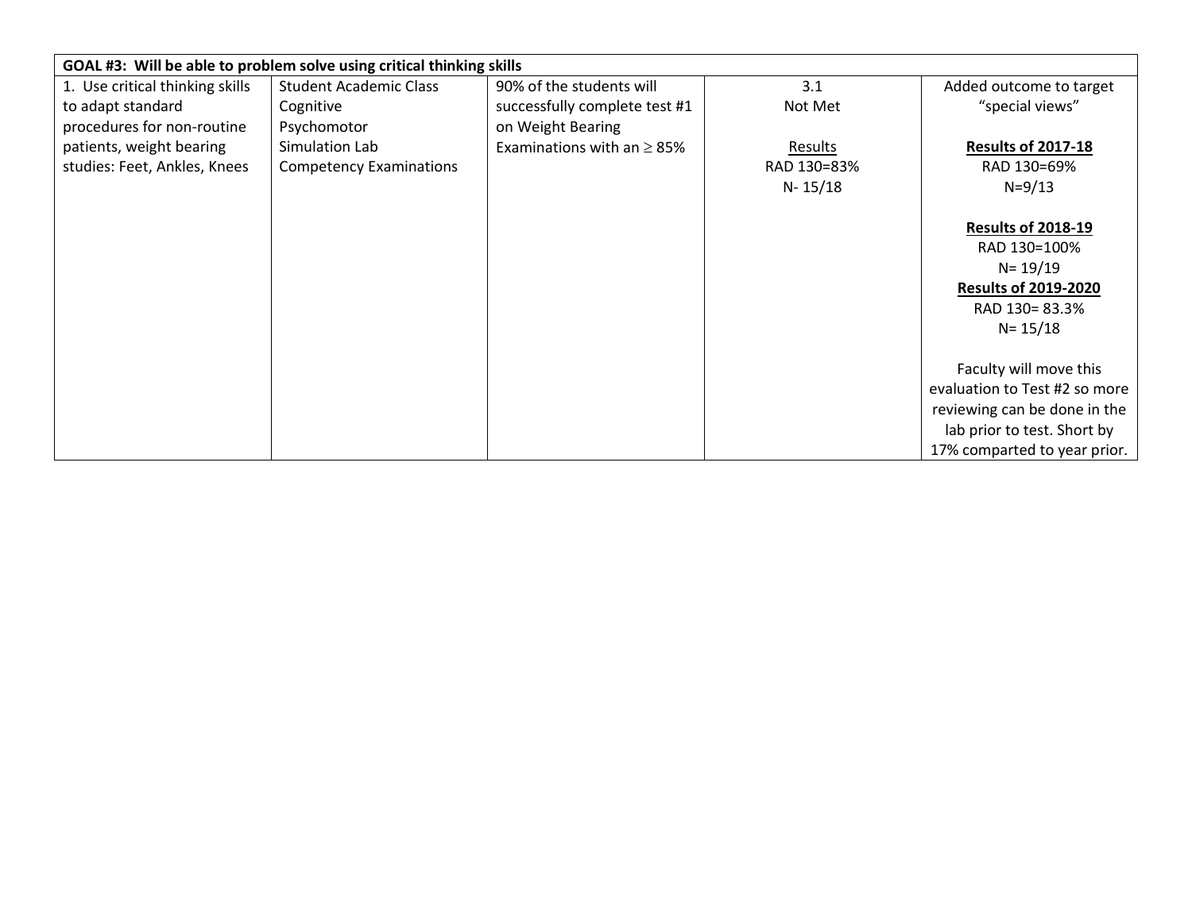| GOAL #3: Will be able to problem solve using critical thinking skills | | | | |
|---|---|---|---|---|
| 1. Use critical thinking skills to adapt standard procedures for non-routine patients, weight bearing studies: Feet, Ankles, Knees | Student Academic Class<br>Cognitive<br>Psychomotor<br>Simulation Lab<br>Competency Examinations | 90% of the students will successfully complete test #1 on Weight Bearing Examinations with an ≥ 85% | 3.1<br>Not Met<br><br><u>Results</u><br>RAD 130=83%<br>N- 15/18 | Added outcome to target "special views"<br><br>**<u>Results of 2017-18</u>**<br>RAD 130=69%<br>N=9/13<br><br>**<u>Results of 2018-19</u>**<br>RAD 130=100%<br>N= 19/19<br>**<u>Results of 2019-2020</u>**<br>RAD 130= 83.3%<br>N= 15/18<br><br>Faculty will move this evaluation to Test #2 so more reviewing can be done in the lab prior to test. Short by 17% comparted to year prior. |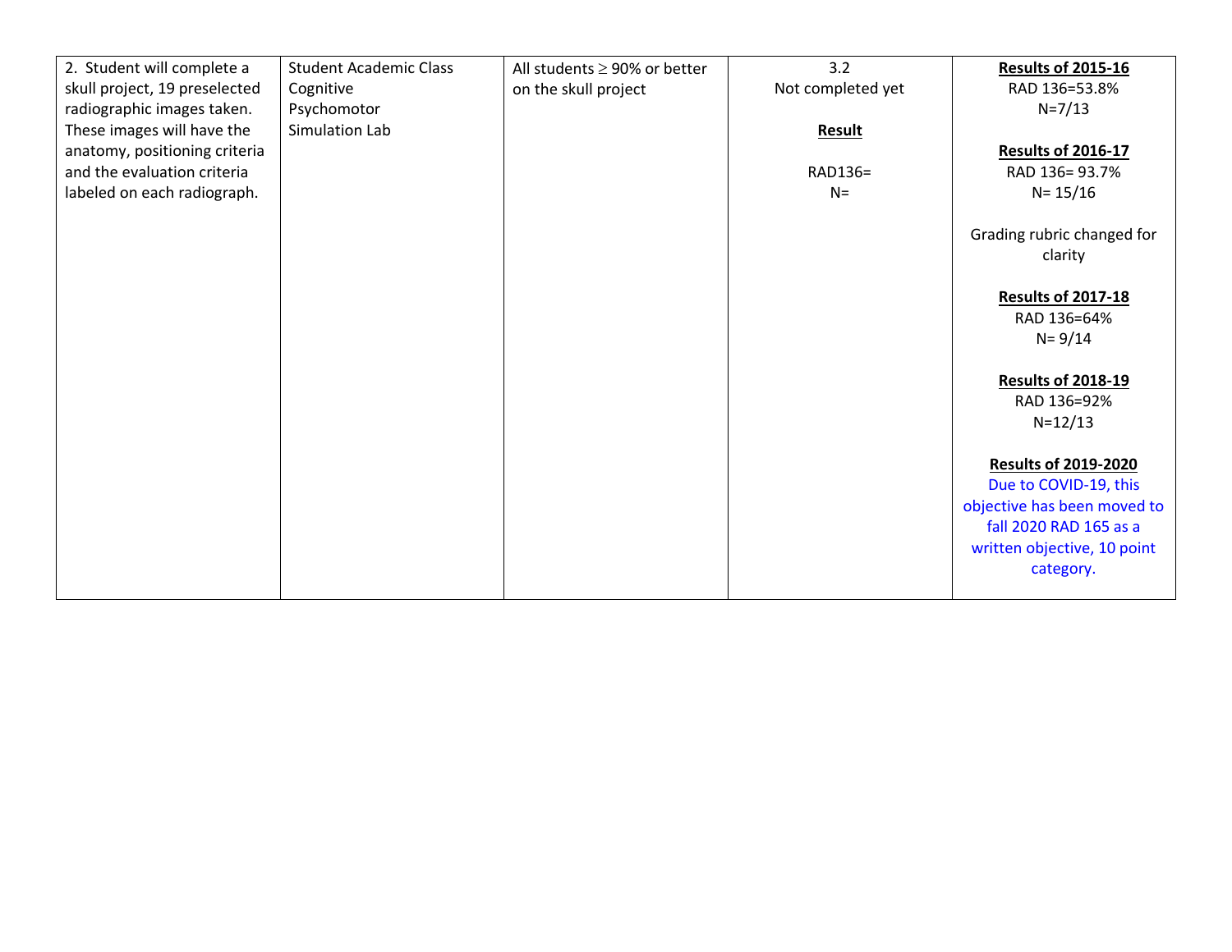| | | | | |
|---|---|---|---|---|
| 2. Student will complete a skull project, 19 preselected radiographic images taken. These images will have the anatomy, positioning criteria and the evaluation criteria labeled on each radiograph. | Student Academic Class<br>Cognitive<br>Psychomotor<br>Simulation Lab | All students ≥ 90% or better on the skull project | 3.2<br>Not completed yet<br><br>**Result**<br><br>RAD136=<br>N= | **Results of 2015-16**<br>RAD 136=53.8%<br>N=7/13<br><br>**Results of 2016-17**<br>RAD 136= 93.7%<br>N= 15/16<br><br>Grading rubric changed for clarity<br><br>**Results of 2017-18**<br>RAD 136=64%<br>N= 9/14<br><br>**Results of 2018-19**<br>RAD 136=92%<br>N=12/13<br><br>**Results of 2019-2020**<br>Due to COVID-19, this objective has been moved to fall 2020 RAD 165 as a written objective, 10 point category. |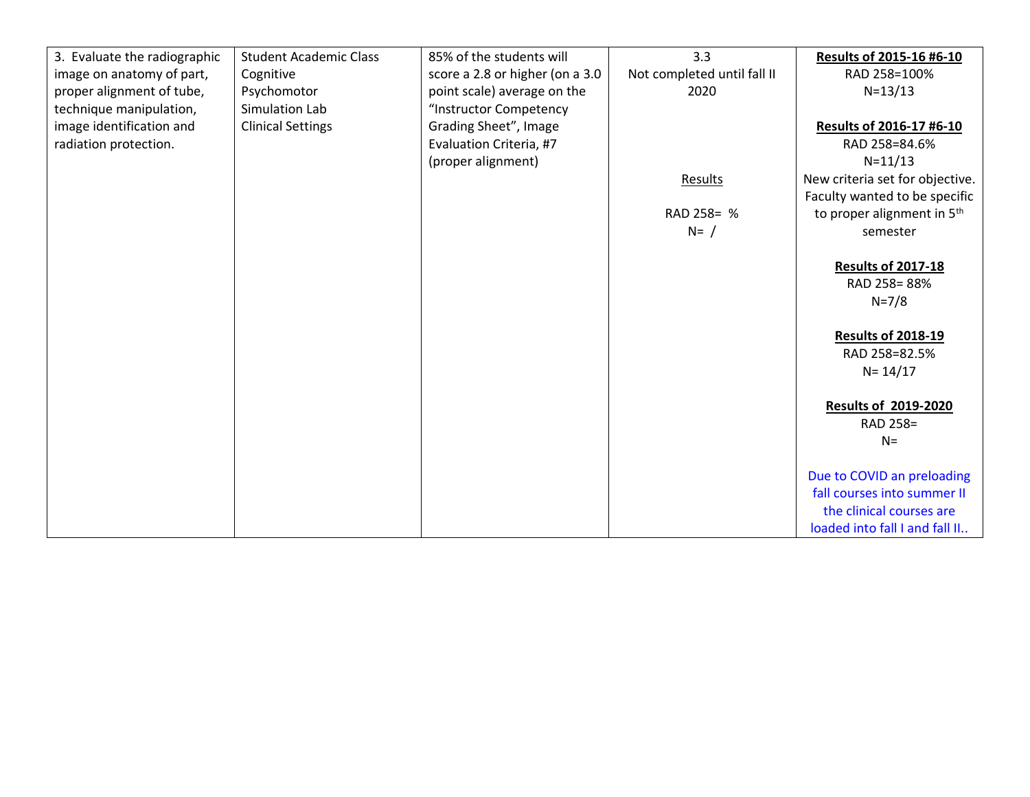| 3. Evaluate the radiographic image on anatomy of part, proper alignment of tube, technique manipulation, image identification and radiation protection. | Student Academic Class<br>Cognitive<br>Psychomotor<br>Simulation Lab<br>Clinical Settings | 85% of the students will score a 2.8 or higher (on a 3.0 point scale) average on the "Instructor Competency Grading Sheet", Image Evaluation Criteria, #7 (proper alignment) | 3.3<br>Not completed until fall II 2020<br><br>Results<br><br>RAD 258= %<br>N= / | **Results of 2015-16 #6-10**<br>RAD 258=100%<br>N=13/13<br><br>**Results of 2016-17 #6-10**<br>RAD 258=84.6%<br>N=11/13<br>New criteria set for objective. Faculty wanted to be specific to proper alignment in 5th semester<br><br>**Results of 2017-18**<br>RAD 258= 88%<br>N=7/8<br><br>**Results of 2018-19**<br>RAD 258=82.5%<br>N= 14/17<br><br>**Results of 2019-2020**<br>RAD 258=<br>N=<br><br>Due to COVID an preloading fall courses into summer II the clinical courses are loaded into fall I and fall II.. |
|---|---|---|---|---|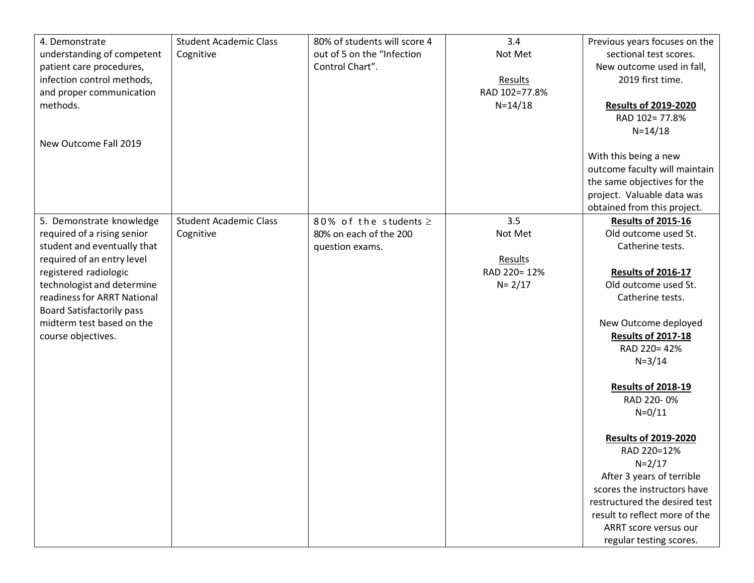| | | | | |
|---|---|---|---|---|
| 4. Demonstrate understanding of competent patient care procedures, infection control methods, and proper communication methods.<br><br>New Outcome Fall 2019 | Student Academic Class Cognitive | 80% of students will score 4 out of 5 on the "Infection Control Chart". | 3.4<br>Not Met<br><br>Results<br>RAD 102=77.8%<br>N=14/18 | Previous years focuses on the sectional test scores.<br>New outcome used in fall, 2019 first time.<br><br>**Results of 2019-2020**<br>RAD 102= 77.8%<br>N=14/18<br><br>With this being a new outcome faculty will maintain the same objectives for the project. Valuable data was obtained from this project. |
| 5. Demonstrate knowledge required of a rising senior student and eventually that required of an entry level registered radiologic technologist and determine readiness for ARRT National Board Satisfactorily pass midterm test based on the course objectives. | Student Academic Class Cognitive | 80% of the students ≥ 80% on each of the 200 question exams. | 3.5<br>Not Met<br><br>Results<br>RAD 220= 12%<br>N= 2/17 | **Results of 2015-16**<br>Old outcome used St. Catherine tests.<br><br>**Results of 2016-17**<br>Old outcome used St. Catherine tests.<br><br>New Outcome deployed<br>**Results of 2017-18**<br>RAD 220= 42%<br>N=3/14<br><br>**Results of 2018-19**<br>RAD 220- 0%<br>N=0/11<br><br>**Results of 2019-2020**<br>RAD 220=12%<br>N=2/17<br>After 3 years of terrible scores the instructors have restructured the desired test result to reflect more of the ARRT score versus our regular testing scores. |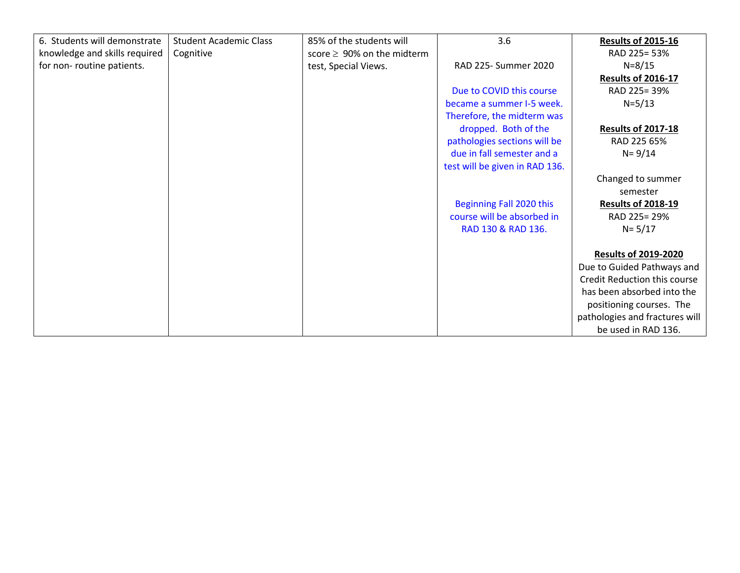| 6. Students will demonstrate knowledge and skills required for non- routine patients. | Student Academic Class Cognitive | 85% of the students will score $\geq$ 90% on the midterm test, Special Views. | 3.6<br><br>RAD 225- Summer 2020<br><br>Due to COVID this course became a summer I-5 week. Therefore, the midterm was dropped. Both of the pathologies sections will be due in fall semester and a test will be given in RAD 136.<br><br>Beginning Fall 2020 this course will be absorbed in RAD 130 & RAD 136. | **Results of 2015-16**<br>RAD 225= 53%<br>N=8/15<br>**Results of 2016-17**<br>RAD 225= 39%<br>N=5/13<br><br>**Results of 2017-18**<br>RAD 225 65%<br>N= 9/14<br><br>Changed to summer semester<br>**Results of 2018-19**<br>RAD 225= 29%<br>N= 5/17<br><br>**Results of 2019-2020**<br>Due to Guided Pathways and Credit Reduction this course has been absorbed into the positioning courses. The pathologies and fractures will be used in RAD 136. |
|---|---|---|---|---|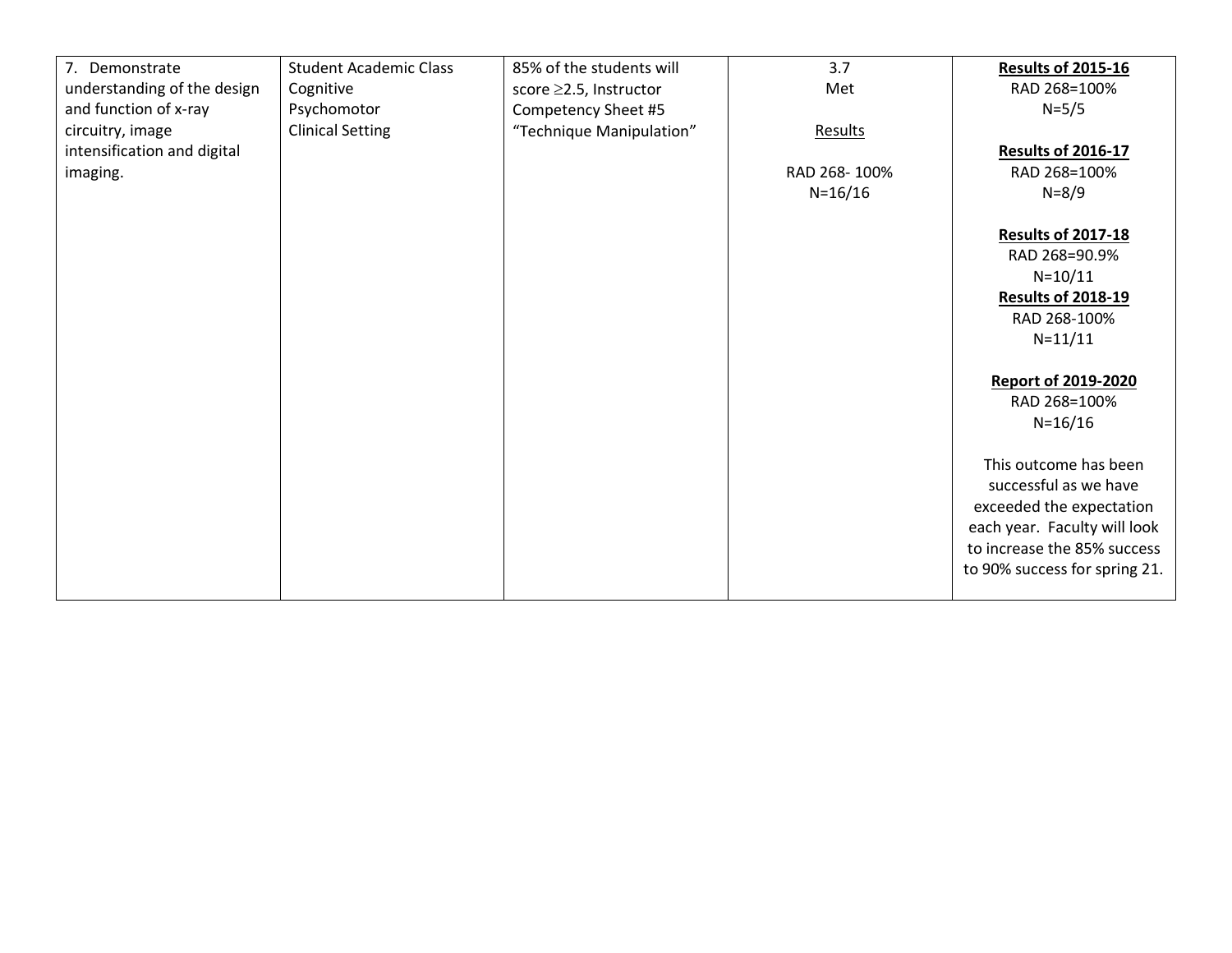| | | | | |
|---|---|---|---|---|
| 7. Demonstrate understanding of the design and function of x-ray circuitry, image intensification and digital imaging. | Student Academic Class<br>Cognitive<br>Psychomotor<br>Clinical Setting | 85% of the students will score ≥2.5, Instructor Competency Sheet #5 “Technique Manipulation” | 3.7<br>Met<br><br>Results<br><br>RAD 268- 100%<br>N=16/16 | **Results of 2015-16**<br>RAD 268=100%<br>N=5/5<br><br>**Results of 2016-17**<br>RAD 268=100%<br>N=8/9<br><br>**Results of 2017-18**<br>RAD 268=90.9%<br>N=10/11<br>**Results of 2018-19**<br>RAD 268-100%<br>N=11/11<br><br>**Report of 2019-2020**<br>RAD 268=100%<br>N=16/16<br><br>This outcome has been successful as we have exceeded the expectation each year. Faculty will look to increase the 85% success to 90% success for spring 21. |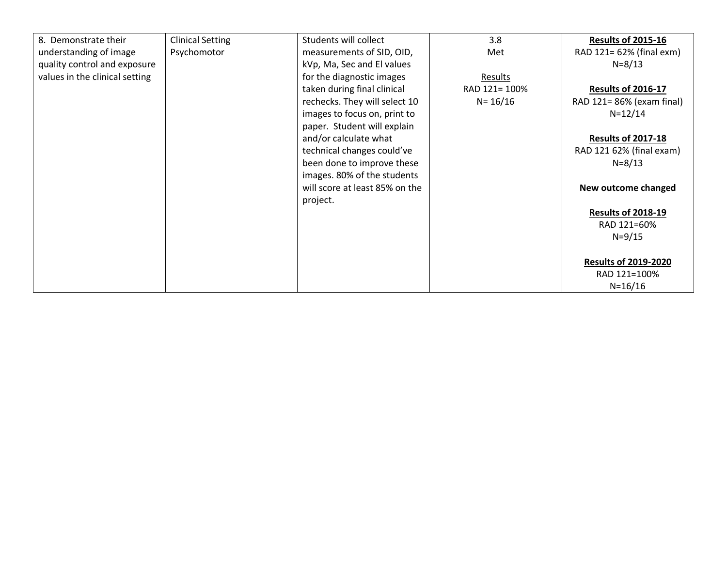| | | | | |
|---|---|---|---|---|
| 8. Demonstrate their understanding of image quality control and exposure values in the clinical setting | Clinical Setting Psychomotor | Students will collect measurements of SID, OID, kVp, Ma, Sec and El values for the diagnostic images taken during final clinical rechecks. They will select 10 images to focus on, print to paper. Student will explain and/or calculate what technical changes could've been done to improve these images. 80% of the students will score at least 85% on the project. | 3.8<br>Met<br><br>Results<br>RAD 121= 100%<br>N= 16/16 | **Results of 2015-16**<br>RAD 121= 62% (final exm)<br>N=8/13<br><br>**Results of 2016-17**<br>RAD 121= 86% (exam final)<br>N=12/14<br><br>**Results of 2017-18**<br>RAD 121 62% (final exam)<br>N=8/13<br><br>**New outcome changed**<br><br>**Results of 2018-19**<br>RAD 121=60%<br>N=9/15<br><br>**Results of 2019-2020**<br>RAD 121=100%<br>N=16/16 |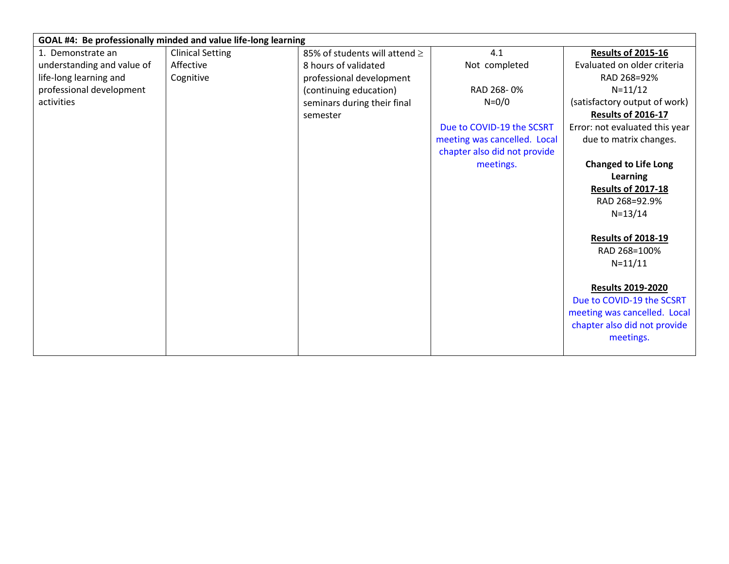| GOAL #4: Be professionally minded and value life-long learning | | | | |
|---|---|---|---|---|
| 1. Demonstrate an understanding and value of life-long learning and professional development activities | Clinical Setting<br>Affective<br>Cognitive | 85% of students will attend ≥ 8 hours of validated professional development (continuing education) seminars during their final semester | 4.1<br>Not completed<br><br>RAD 268- 0%<br>N=0/0<br><br>Due to COVID-19 the SCSRT meeting was cancelled. Local chapter also did not provide meetings. | **<u>Results of 2015-16</u>**<br>Evaluated on older criteria<br>RAD 268=92%<br>N=11/12<br>(satisfactory output of work)<br>**<u>Results of 2016-17</u>**<br>Error: not evaluated this year due to matrix changes.<br><br>**Changed to Life Long Learning**<br>**<u>Results of 2017-18</u>**<br>RAD 268=92.9%<br>N=13/14<br><br>**<u>Results of 2018-19</u>**<br>RAD 268=100%<br>N=11/11<br><br>**<u>Results 2019-2020</u>**<br>Due to COVID-19 the SCSRT meeting was cancelled. Local chapter also did not provide meetings. |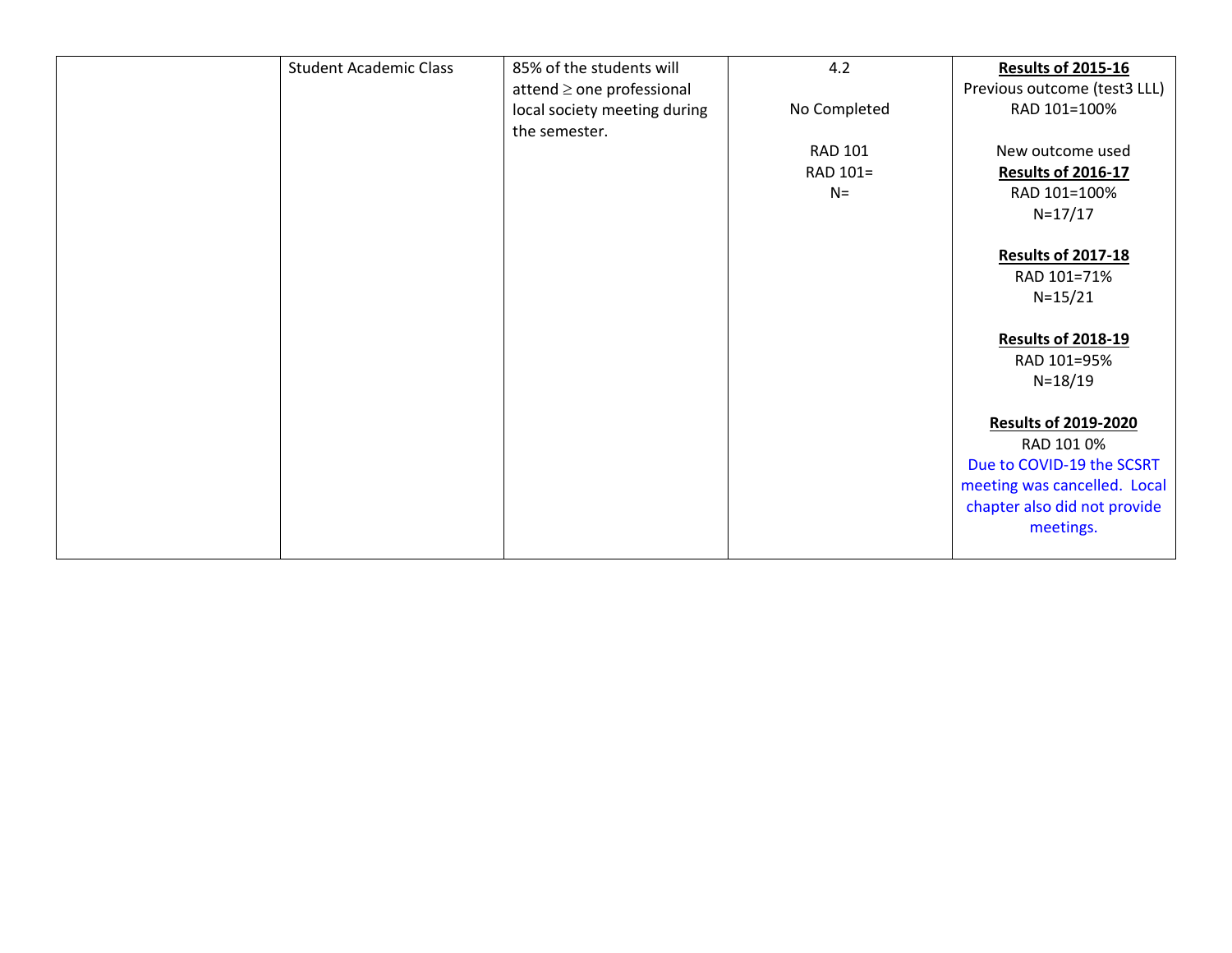| | | | | |
|---|---|---|---|---|
| | Student Academic Class | 85% of the students will attend ≥ one professional local society meeting during the semester. | 4.2<br><br>No Completed<br><br>RAD 101<br>RAD 101=<br>N= | **Results of 2015-16**<br>Previous outcome (test3 LLL)<br>RAD 101=100%<br><br>New outcome used<br>**Results of 2016-17**<br>RAD 101=100%<br>N=17/17<br><br>**Results of 2017-18**<br>RAD 101=71%<br>N=15/21<br><br>**Results of 2018-19**<br>RAD 101=95%<br>N=18/19<br><br>**Results of 2019-2020**<br>RAD 101 0%<br>Due to COVID-19 the SCSRT meeting was cancelled. Local chapter also did not provide meetings. |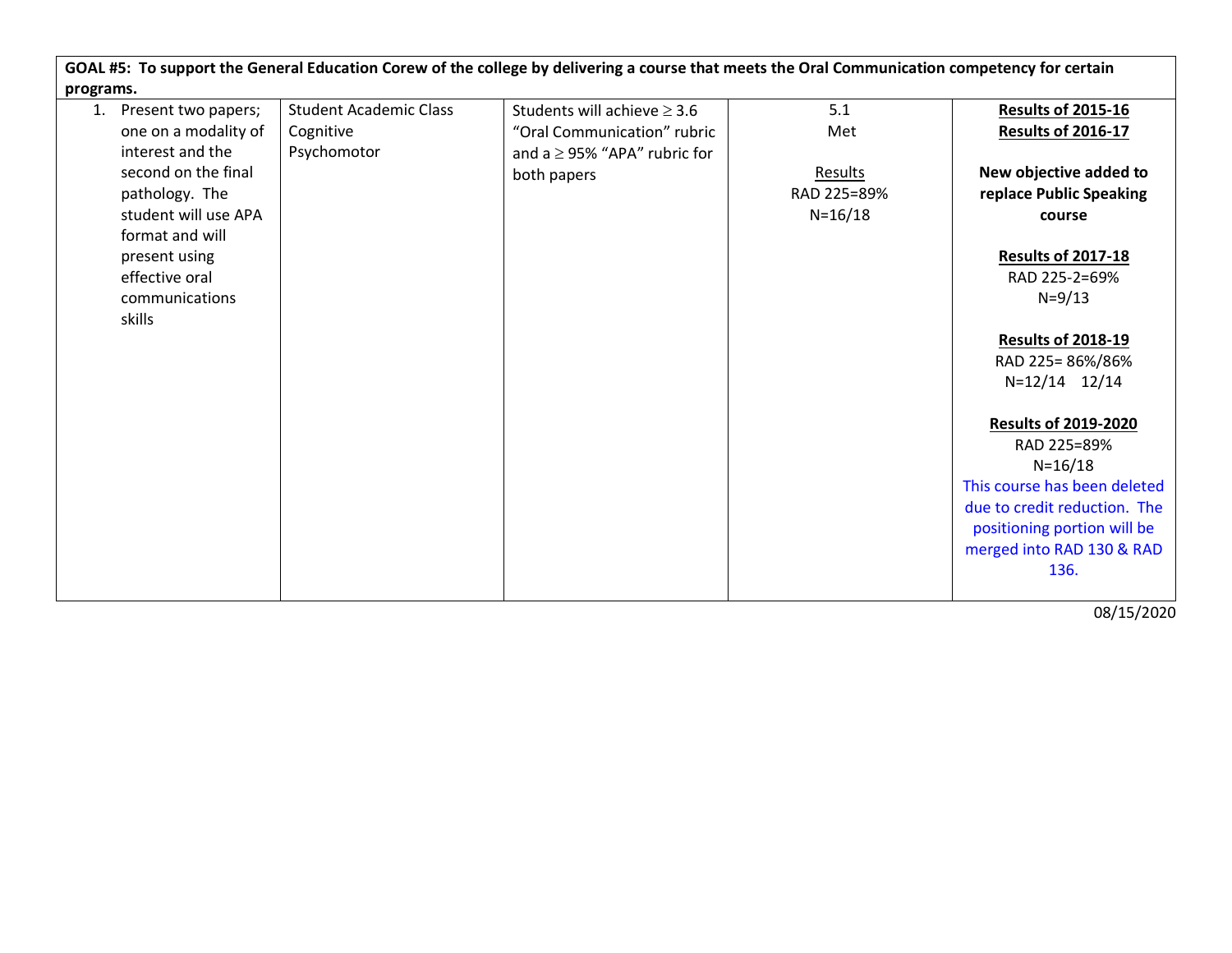| GOAL #5: To support the General Education Corew of the college by delivering a course that meets the Oral Communication competency for certain programs. | | | | |
|---|---|---|---|---|
| 1. Present two papers; one on a modality of interest and the second on the final pathology. The student will use APA format and will present using effective oral communications skills | Student Academic Class<br>Cognitive<br>Psychomotor | Students will achieve ≥ 3.6 "Oral Communication" rubric and a ≥ 95% "APA" rubric for both papers | 5.1<br>Met<br><br>Results<br>RAD 225=89%<br>N=16/18 | **Results of 2015-16**<br>**Results of 2016-17**<br><br>**New objective added to replace Public Speaking course**<br><br>**Results of 2017-18**<br>RAD 225-2=69%<br>N=9/13<br><br>**Results of 2018-19**<br>RAD 225= 86%/86%<br>N=12/14 12/14<br><br>**Results of 2019-2020**<br>RAD 225=89%<br>N=16/18<br>This course has been deleted due to credit reduction. The positioning portion will be merged into RAD 130 & RAD 136. |

08/15/2020